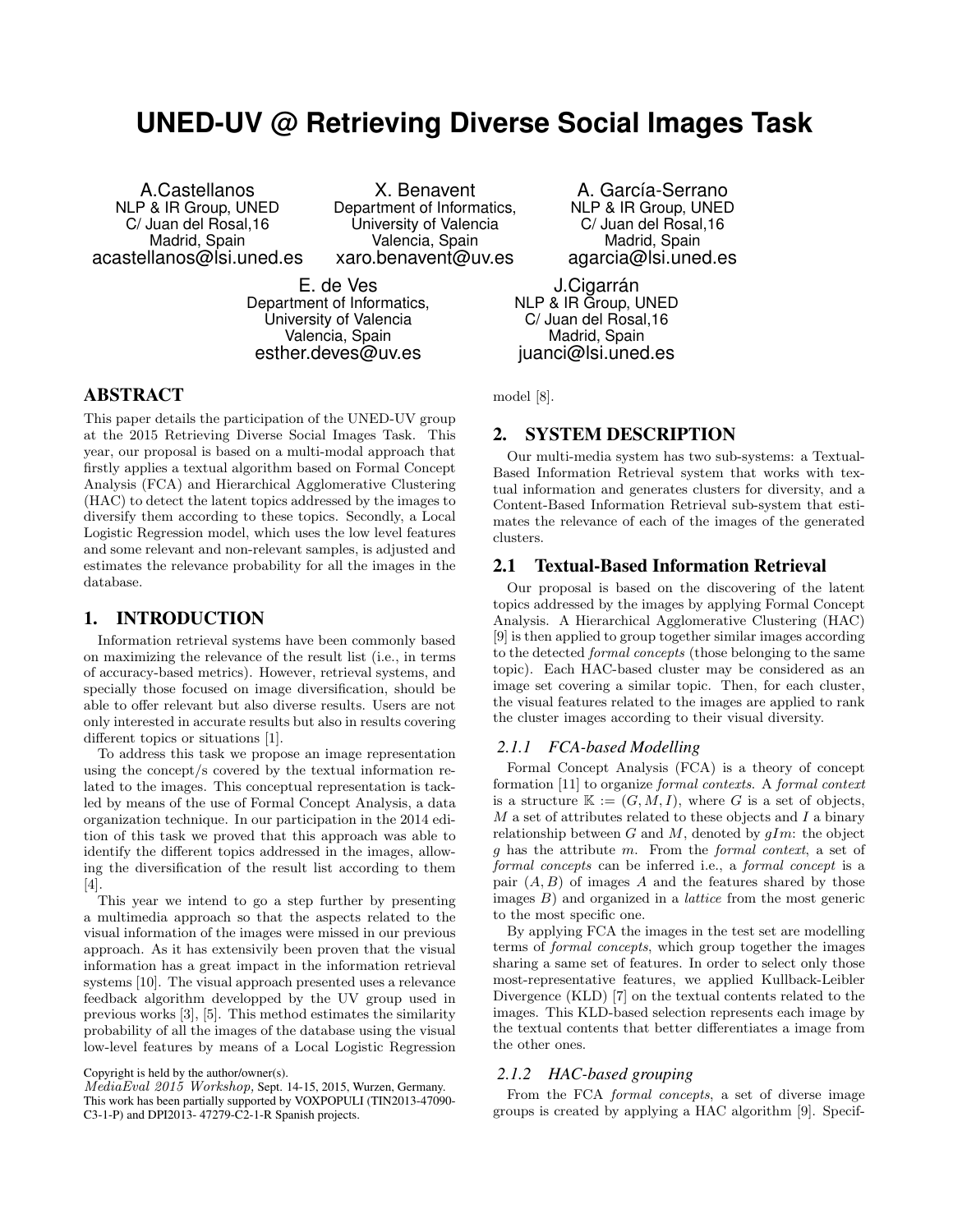# UNED-UV @ Retrieving Diverse Social Images Task

A.Castellanos
NLP & IR Group, UNED
C/ Juan del Rosal,16
Madrid, Spain
acastellanos@lsi.uned.es

X. Benavent
Department of Informatics,
University of Valencia
Valencia, Spain
xaro.benavent@uv.es

A. García-Serrano
NLP & IR Group, UNED
C/ Juan del Rosal,16
Madrid, Spain
agarcia@lsi.uned.es

E. de Ves
Department of Informatics,
University of Valencia
Valencia, Spain
esther.deves@uv.es

J.Cigarrán
NLP & IR Group, UNED
C/ Juan del Rosal,16
Madrid, Spain
juanci@lsi.uned.es

## ABSTRACT

This paper details the participation of the UNED-UV group at the 2015 Retrieving Diverse Social Images Task. This year, our proposal is based on a multi-modal approach that firstly applies a textual algorithm based on Formal Concept Analysis (FCA) and Hierarchical Agglomerative Clustering (HAC) to detect the latent topics addressed by the images to diversify them according to these topics. Secondly, a Local Logistic Regression model, which uses the low level features and some relevant and non-relevant samples, is adjusted and estimates the relevance probability for all the images in the database.

## 1. INTRODUCTION

Information retrieval systems have been commonly based on maximizing the relevance of the result list (i.e., in terms of accuracy-based metrics). However, retrieval systems, and specially those focused on image diversification, should be able to offer relevant but also diverse results. Users are not only interested in accurate results but also in results covering different topics or situations [1].

To address this task we propose an image representation using the concept/s covered by the textual information related to the images. This conceptual representation is tackled by means of the use of Formal Concept Analysis, a data organization technique. In our participation in the 2014 edition of this task we proved that this approach was able to identify the different topics addressed in the images, allowing the diversification of the result list according to them [4].

This year we intend to go a step further by presenting a multimedia approach so that the aspects related to the visual information of the images were missed in our previous approach. As it has extensivily been proven that the visual information has a great impact in the information retrieval systems [10]. The visual approach presented uses a relevance feedback algorithm developped by the UV group used in previous works [3], [5]. This method estimates the similarity probability of all the images of the database using the visual low-level features by means of a Local Logistic Regression model [8].

Copyright is held by the author/owner(s).
*MediaEval 2015 Workshop,* Sept. 14-15, 2015, Wurzen, Germany.
This work has been partially supported by VOXPOPULI (TIN2013-47090-C3-1-P) and DPI2013- 47279-C2-1-R Spanish projects.

## 2. SYSTEM DESCRIPTION

Our multi-media system has two sub-systems: a Textual-Based Information Retrieval system that works with textual information and generates clusters for diversity, and a Content-Based Information Retrieval sub-system that estimates the relevance of each of the images of the generated clusters.

### 2.1 Textual-Based Information Retrieval

Our proposal is based on the discovering of the latent topics addressed by the images by applying Formal Concept Analysis. A Hierarchical Agglomerative Clustering (HAC) [9] is then applied to group together similar images according to the detected *formal concepts* (those belonging to the same topic). Each HAC-based cluster may be considered as an image set covering a similar topic. Then, for each cluster, the visual features related to the images are applied to rank the cluster images according to their visual diversity.

#### 2.1.1 FCA-based Modelling

Formal Concept Analysis (FCA) is a theory of concept formation [11] to organize *formal contexts*. A *formal context* is a structure $\mathbb{K} := (G, M, I)$, where $G$ is a set of objects, $M$ a set of attributes related to these objects and $I$ a binary relationship between $G$ and $M$, denoted by $gIm$: the object $g$ has the attribute $m$. From the *formal context*, a set of *formal concepts* can be inferred i.e., a *formal concept* is a pair $(A, B)$ of images $A$ and the features shared by those images $B$) and organized in a *lattice* from the most generic to the most specific one.

By applying FCA the images in the test set are modelling terms of *formal concepts*, which group together the images sharing a same set of features. In order to select only those most-representative features, we applied Kullback-Leibler Divergence (KLD) [7] on the textual contents related to the images. This KLD-based selection represents each image by the textual contents that better differentiates a image from the other ones.

#### 2.1.2 HAC-based grouping

From the FCA *formal concepts*, a set of diverse image groups is created by applying a HAC algorithm [9]. Specif-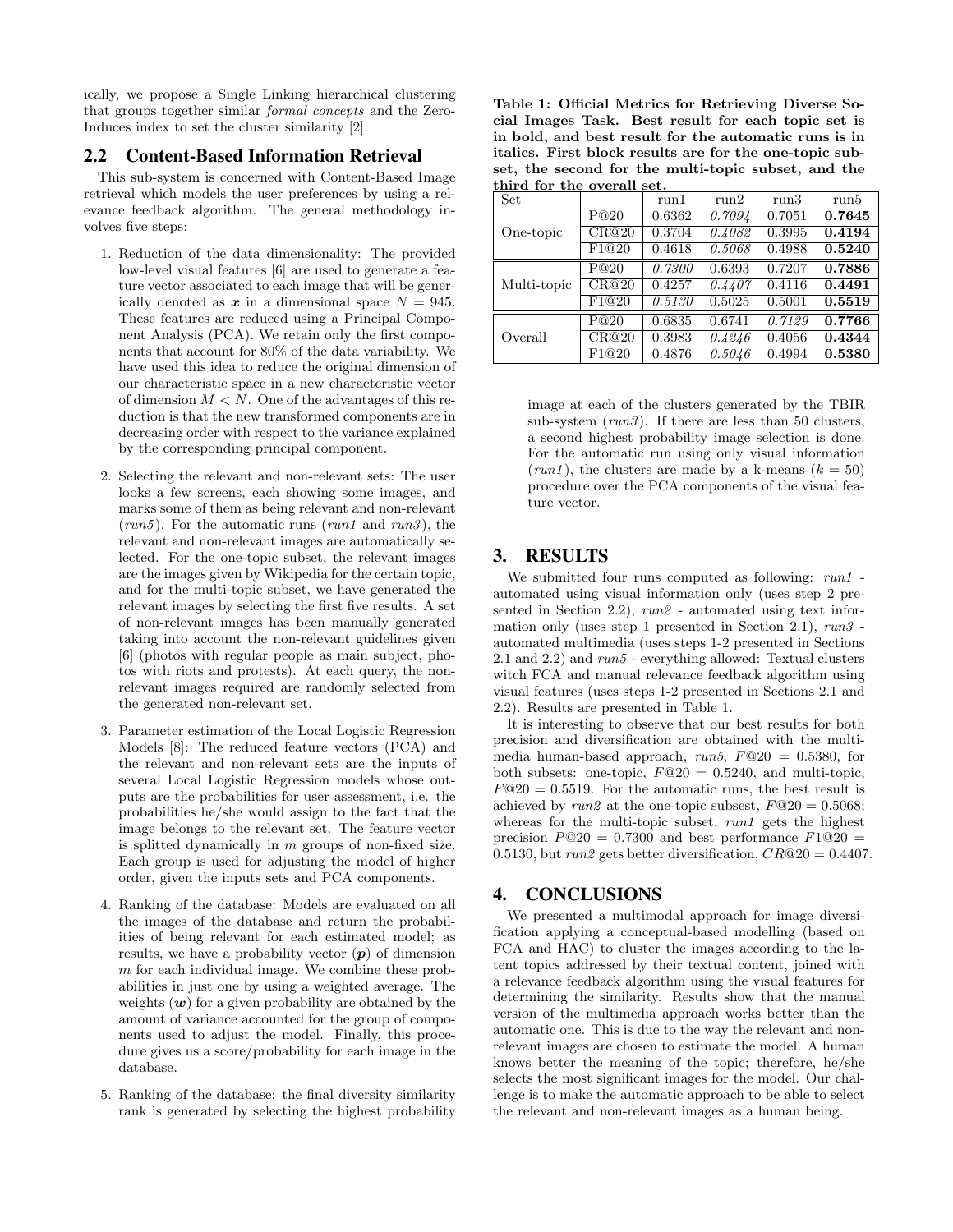ically, we propose a Single Linking hierarchical clustering that groups together similar *formal concepts* and the Zero-Induces index to set the cluster similarity [2].

## 2.2 Content-Based Information Retrieval

This sub-system is concerned with Content-Based Image retrieval which models the user preferences by using a relevance feedback algorithm. The general methodology involves five steps:

1. Reduction of the data dimensionality: The provided low-level visual features [6] are used to generate a feature vector associated to each image that will be generically denoted as $\boldsymbol{x}$ in a dimensional space $N = 945$. These features are reduced using a Principal Component Analysis (PCA). We retain only the first components that account for 80% of the data variability. We have used this idea to reduce the original dimension of our characteristic space in a new characteristic vector of dimension $M < N$. One of the advantages of this reduction is that the new transformed components are in decreasing order with respect to the variance explained by the corresponding principal component.

2. Selecting the relevant and non-relevant sets: The user looks a few screens, each showing some images, and marks some of them as being relevant and non-relevant (*run5*). For the automatic runs (*run1* and *run3*), the relevant and non-relevant images are automatically selected. For the one-topic subset, the relevant images are the images given by Wikipedia for the certain topic, and for the multi-topic subset, we have generated the relevant images by selecting the first five results. A set of non-relevant images has been manually generated taking into account the non-relevant guidelines given [6] (photos with regular people as main subject, photos with riots and protests). At each query, the non-relevant images required are randomly selected from the generated non-relevant set.

3. Parameter estimation of the Local Logistic Regression Models [8]: The reduced feature vectors (PCA) and the relevant and non-relevant sets are the inputs of several Local Logistic Regression models whose outputs are the probabilities for user assessment, i.e. the probabilities he/she would assign to the fact that the image belongs to the relevant set. The feature vector is splitted dynamically in $m$ groups of non-fixed size. Each group is used for adjusting the model of higher order, given the inputs sets and PCA components.

4. Ranking of the database: Models are evaluated on all the images of the database and return the probabilities of being relevant for each estimated model; as results, we have a probability vector ($\boldsymbol{p}$) of dimension $m$ for each individual image. We combine these probabilities in just one by using a weighted average. The weights ($\boldsymbol{w}$) for a given probability are obtained by the amount of variance accounted for the group of components used to adjust the model. Finally, this procedure gives us a score/probability for each image in the database.

5. Ranking of the database: the final diversity similarity rank is generated by selecting the highest probability image at each of the clusters generated by the TBIR sub-system (*run3*). If there are less than 50 clusters, a second highest probability image selection is done. For the automatic run using only visual information (*run1*), the clusters are made by a k-means ($k = 50$) procedure over the PCA components of the visual feature vector.

**Table 1: Official Metrics for Retrieving Diverse Social Images Task. Best result for each topic set is in bold, and best result for the automatic runs is in italics. First block results are for the one-topic subset, the second for the multi-topic subset, and the third for the overall set.**

| Set | | run1 | run2 | run3 | run5 |
|---|---|---|---|---|---|
| One-topic | P@20 | 0.6362 | *0.7094* | 0.7051 | **0.7645** |
| | CR@20 | 0.3704 | *0.4082* | 0.3995 | **0.4194** |
| | F1@20 | 0.4618 | *0.5068* | 0.4988 | **0.5240** |
| Multi-topic | P@20 | *0.7300* | 0.6393 | 0.7207 | **0.7886** |
| | CR@20 | 0.4257 | *0.4407* | 0.4116 | **0.4491** |
| | F1@20 | *0.5130* | 0.5025 | 0.5001 | **0.5519** |
| Overall | P@20 | 0.6835 | 0.6741 | *0.7129* | **0.7766** |
| | CR@20 | 0.3983 | *0.4246* | 0.4056 | **0.4344** |
| | F1@20 | 0.4876 | *0.5046* | 0.4994 | **0.5380** |

## 3. RESULTS

We submitted four runs computed as following: *run1* - automated using visual information only (uses step 2 presented in Section 2.2), *run2* - automated using text information only (uses step 1 presented in Section 2.1), *run3* - automated multimedia (uses steps 1-2 presented in Sections 2.1 and 2.2) and *run5* - everything allowed: Textual clusters witch FCA and manual relevance feedback algorithm using visual features (uses steps 1-2 presented in Sections 2.1 and 2.2). Results are presented in Table 1.

It is interesting to observe that our best results for both precision and diversification are obtained with the multimedia human-based approach, *run5*, $F@20 = 0.5380$, for both subsets: one-topic, $F@20 = 0.5240$, and multi-topic, $F@20 = 0.5519$. For the automatic runs, the best result is achieved by *run2* at the one-topic subset, $F@20 = 0.5068$; whereas for the multi-topic subset, *run1* gets the highest precision $P@20 = 0.7300$ and best performance $F1@20 = 0.5130$, but *run2* gets better diversification, $CR@20 = 0.4407$.

## 4. CONCLUSIONS

We presented a multimodal approach for image diversification applying a conceptual-based modelling (based on FCA and HAC) to cluster the images according to the latent topics addressed by their textual content, joined with a relevance feedback algorithm using the visual features for determining the similarity. Results show that the manual version of the multimedia approach works better than the automatic one. This is due to the way the relevant and non-relevant images are chosen to estimate the model. A human knows better the meaning of the topic; therefore, he/she selects the most significant images for the model. Our challenge is to make the automatic approach to be able to select the relevant and non-relevant images as a human being.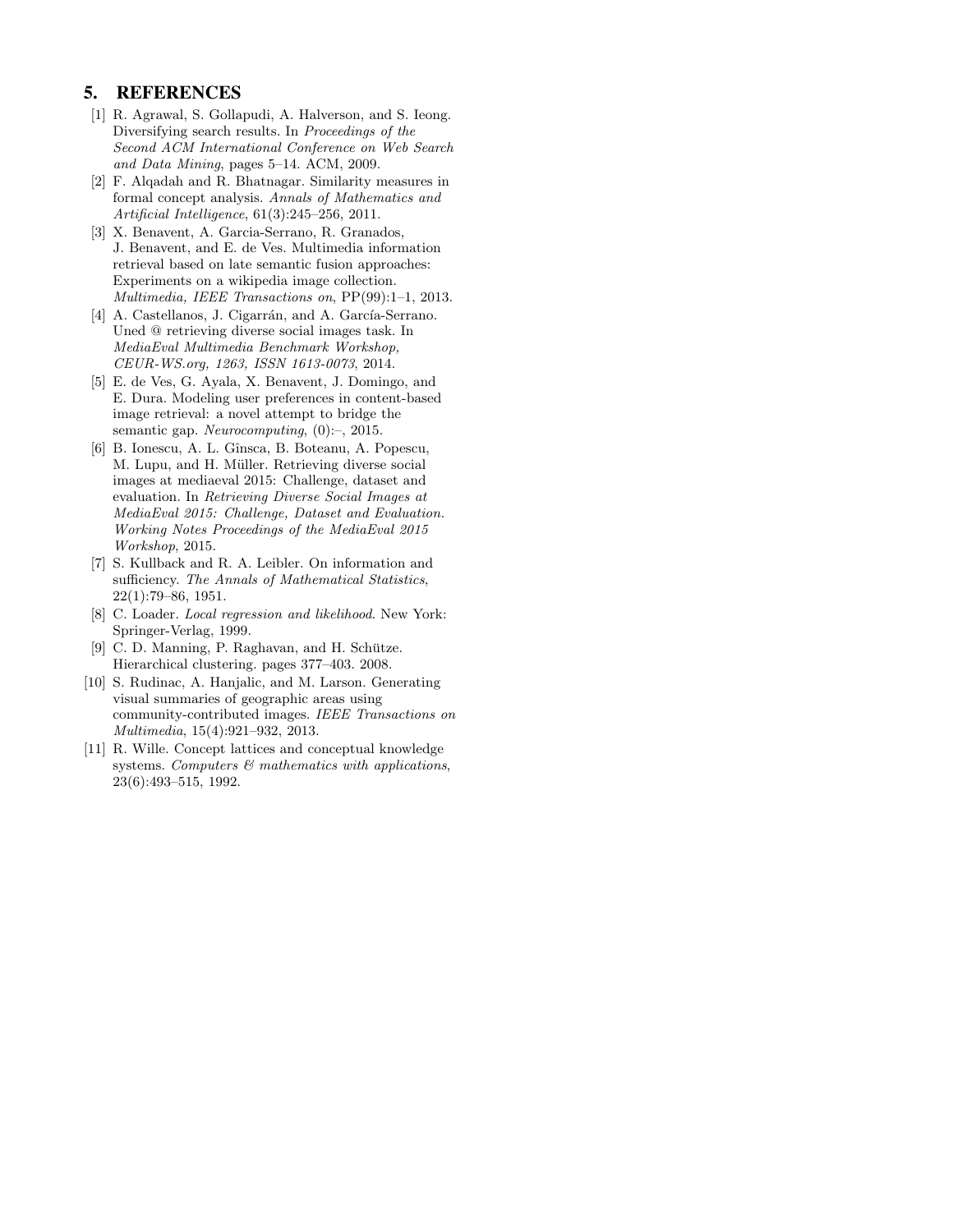## 5. REFERENCES

[1] R. Agrawal, S. Gollapudi, A. Halverson, and S. Ieong. Diversifying search results. In *Proceedings of the Second ACM International Conference on Web Search and Data Mining*, pages 5–14. ACM, 2009.

[2] F. Alqadah and R. Bhatnagar. Similarity measures in formal concept analysis. *Annals of Mathematics and Artificial Intelligence*, 61(3):245–256, 2011.

[3] X. Benavent, A. Garcia-Serrano, R. Granados, J. Benavent, and E. de Ves. Multimedia information retrieval based on late semantic fusion approaches: Experiments on a wikipedia image collection. *Multimedia, IEEE Transactions on*, PP(99):1–1, 2013.

[4] A. Castellanos, J. Cigarrán, and A. García-Serrano. Uned @ retrieving diverse social images task. In *MediaEval Multimedia Benchmark Workshop, CEUR-WS.org, 1263, ISSN 1613-0073*, 2014.

[5] E. de Ves, G. Ayala, X. Benavent, J. Domingo, and E. Dura. Modeling user preferences in content-based image retrieval: a novel attempt to bridge the semantic gap. *Neurocomputing*, (0):–, 2015.

[6] B. Ionescu, A. L. Gînsca, B. Boteanu, A. Popescu, M. Lupu, and H. Müller. Retrieving diverse social images at mediaeval 2015: Challenge, dataset and evaluation. In *Retrieving Diverse Social Images at MediaEval 2015: Challenge, Dataset and Evaluation. Working Notes Proceedings of the MediaEval 2015 Workshop*, 2015.

[7] S. Kullback and R. A. Leibler. On information and sufficiency. *The Annals of Mathematical Statistics*, 22(1):79–86, 1951.

[8] C. Loader. *Local regression and likelihood*. New York: Springer-Verlag, 1999.

[9] C. D. Manning, P. Raghavan, and H. Schütze. Hierarchical clustering. pages 377–403. 2008.

[10] S. Rudinac, A. Hanjalic, and M. Larson. Generating visual summaries of geographic areas using community-contributed images. *IEEE Transactions on Multimedia*, 15(4):921–932, 2013.

[11] R. Wille. Concept lattices and conceptual knowledge systems. *Computers & mathematics with applications*, 23(6):493–515, 1992.